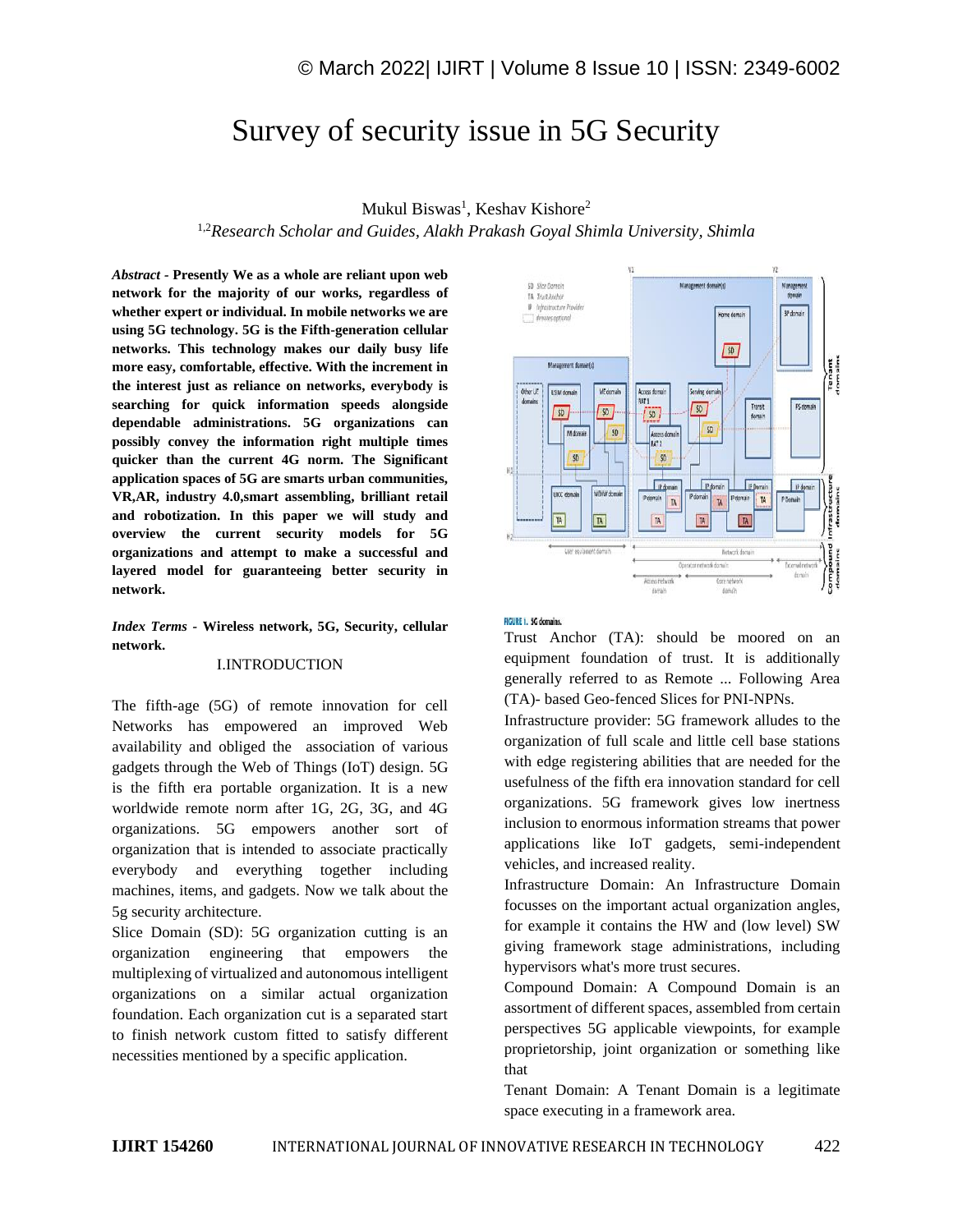# Survey of security issue in 5G Security

Mukul Biswas[1], Keshav Kishore[2]

[1,2]*Research Scholar and Guides, Alakh Prakash Goyal Shimla University, Shimla*

***Abstract*** **- Presently We as a whole are reliant upon web network for the majority of our works, regardless of whether expert or individual. In mobile networks we are using 5G technology. 5G is the Fifth-generation cellular networks. This technology makes our daily busy life more easy, comfortable, effective. With the increment in the interest just as reliance on networks, everybody is searching for quick information speeds alongside dependable administrations. 5G organizations can possibly convey the information right multiple times quicker than the current 4G norm. The Significant application spaces of 5G are smarts urban communities, VR,AR, industry 4.0,smart assembling, brilliant retail and robotization. In this paper we will study and overview the current security models for 5G organizations and attempt to make a successful and layered model for guaranteeing better security in network.**

***Index Terms*** **- Wireless network, 5G, Security, cellular network.**

## I.INTRODUCTION

The fifth-age (5G) of remote innovation for cell Networks has empowered an improved Web availability and obliged the association of various gadgets through the Web of Things (IoT) design. 5G is the fifth era portable organization. It is a new worldwide remote norm after 1G, 2G, 3G, and 4G organizations. 5G empowers another sort of organization that is intended to associate practically everybody and everything together including machines, items, and gadgets. Now we talk about the 5g security architecture.

Slice Domain (SD): 5G organization cutting is an organization engineering that empowers the multiplexing of virtualized and autonomous intelligent organizations on a similar actual organization foundation. Each organization cut is a separated start to finish network custom fitted to satisfy different necessities mentioned by a specific application.

FIGURE 1. 5G domains.

Trust Anchor (TA): should be moored on an equipment foundation of trust. It is additionally generally referred to as Remote ... Following Area (TA)- based Geo-fenced Slices for PNI-NPNs.

Infrastructure provider: 5G framework alludes to the organization of full scale and little cell base stations with edge registering abilities that are needed for the usefulness of the fifth era innovation standard for cell organizations. 5G framework gives low inertness inclusion to enormous information streams that power applications like IoT gadgets, semi-independent vehicles, and increased reality.

Infrastructure Domain: An Infrastructure Domain focusses on the important actual organization angles, for example it contains the HW and (low level) SW giving framework stage administrations, including hypervisors what's more trust secures.

Compound Domain: A Compound Domain is an assortment of different spaces, assembled from certain perspectives 5G applicable viewpoints, for example proprietorship, joint organization or something like that

Tenant Domain: A Tenant Domain is a legitimate space executing in a framework area.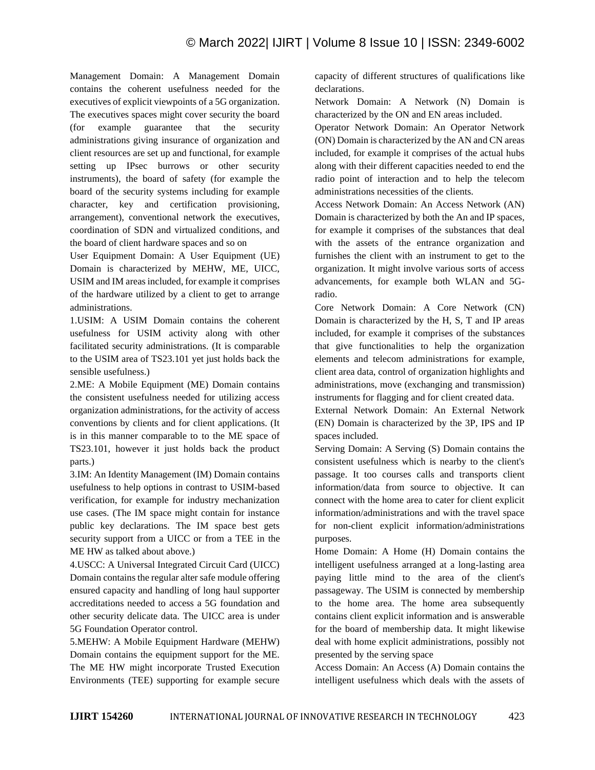Management Domain: A Management Domain contains the coherent usefulness needed for the executives of explicit viewpoints of a 5G organization. The executives spaces might cover security the board (for example guarantee that the security administrations giving insurance of organization and client resources are set up and functional, for example setting up IPsec burrows or other security instruments), the board of safety (for example the board of the security systems including for example character, key and certification provisioning, arrangement), conventional network the executives, coordination of SDN and virtualized conditions, and the board of client hardware spaces and so on

User Equipment Domain: A User Equipment (UE) Domain is characterized by MEHW, ME, UICC, USIM and IM areas included, for example it comprises of the hardware utilized by a client to get to arrange administrations.

1.USIM: A USIM Domain contains the coherent usefulness for USIM activity along with other facilitated security administrations. (It is comparable to the USIM area of TS23.101 yet just holds back the sensible usefulness.)

2.ME: A Mobile Equipment (ME) Domain contains the consistent usefulness needed for utilizing access organization administrations, for the activity of access conventions by clients and for client applications. (It is in this manner comparable to to the ME space of TS23.101, however it just holds back the product parts.)

3.IM: An Identity Management (IM) Domain contains usefulness to help options in contrast to USIM-based verification, for example for industry mechanization use cases. (The IM space might contain for instance public key declarations. The IM space best gets security support from a UICC or from a TEE in the ME HW as talked about above.)

4.USCC: A Universal Integrated Circuit Card (UICC) Domain contains the regular alter safe module offering ensured capacity and handling of long haul supporter accreditations needed to access a 5G foundation and other security delicate data. The UICC area is under 5G Foundation Operator control.

5.MEHW: A Mobile Equipment Hardware (MEHW) Domain contains the equipment support for the ME. The ME HW might incorporate Trusted Execution Environments (TEE) supporting for example secure capacity of different structures of qualifications like declarations.

Network Domain: A Network (N) Domain is characterized by the ON and EN areas included.

Operator Network Domain: An Operator Network (ON) Domain is characterized by the AN and CN areas included, for example it comprises of the actual hubs along with their different capacities needed to end the radio point of interaction and to help the telecom administrations necessities of the clients.

Access Network Domain: An Access Network (AN) Domain is characterized by both the An and IP spaces, for example it comprises of the substances that deal with the assets of the entrance organization and furnishes the client with an instrument to get to the organization. It might involve various sorts of access advancements, for example both WLAN and 5G-radio.

Core Network Domain: A Core Network (CN) Domain is characterized by the H, S, T and IP areas included, for example it comprises of the substances that give functionalities to help the organization elements and telecom administrations for example, client area data, control of organization highlights and administrations, move (exchanging and transmission) instruments for flagging and for client created data.

External Network Domain: An External Network (EN) Domain is characterized by the 3P, IPS and IP spaces included.

Serving Domain: A Serving (S) Domain contains the consistent usefulness which is nearby to the client's passage. It too courses calls and transports client information/data from source to objective. It can connect with the home area to cater for client explicit information/administrations and with the travel space for non-client explicit information/administrations purposes.

Home Domain: A Home (H) Domain contains the intelligent usefulness arranged at a long-lasting area paying little mind to the area of the client's passageway. The USIM is connected by membership to the home area. The home area subsequently contains client explicit information and is answerable for the board of membership data. It might likewise deal with home explicit administrations, possibly not presented by the serving space

Access Domain: An Access (A) Domain contains the intelligent usefulness which deals with the assets of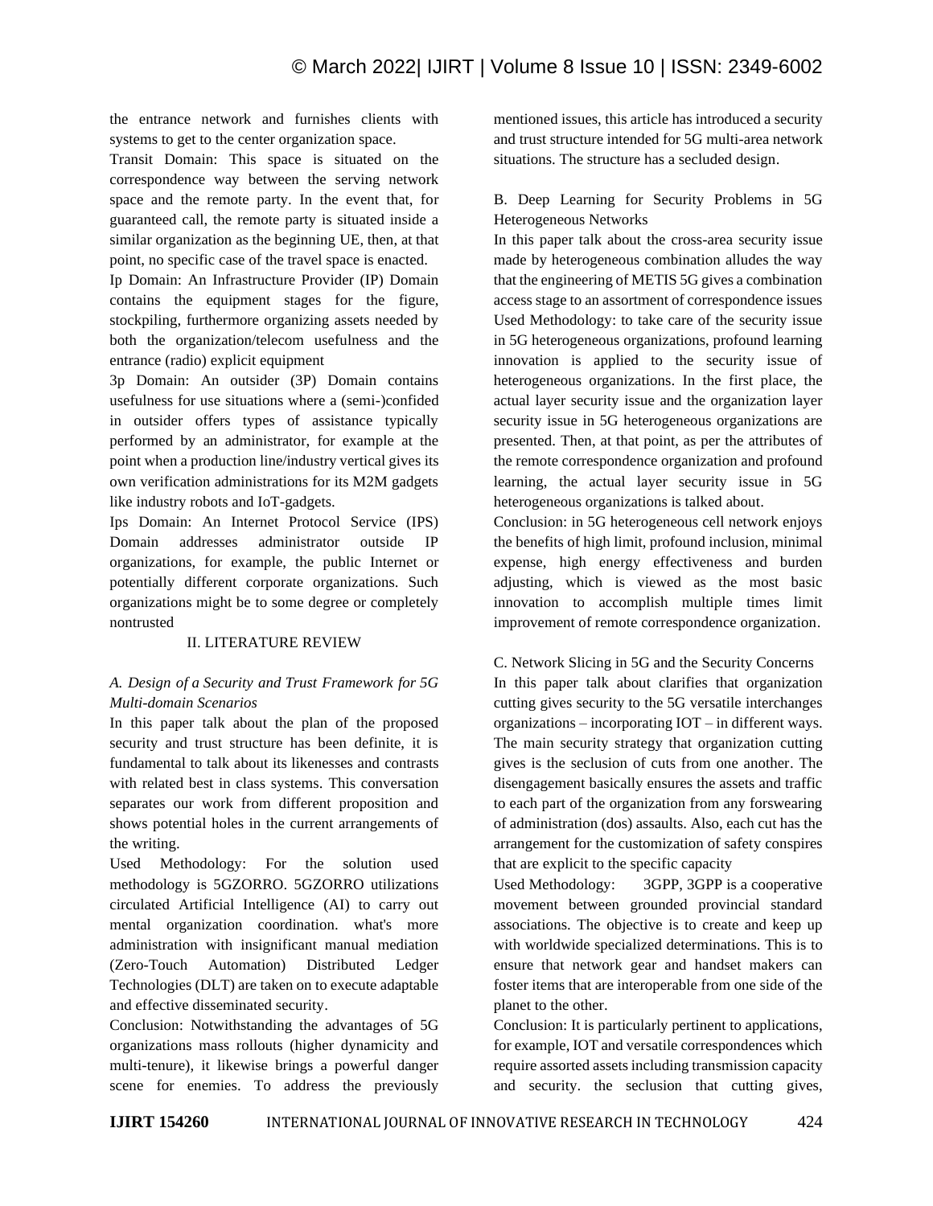the entrance network and furnishes clients with systems to get to the center organization space.

Transit Domain: This space is situated on the correspondence way between the serving network space and the remote party. In the event that, for guaranteed call, the remote party is situated inside a similar organization as the beginning UE, then, at that point, no specific case of the travel space is enacted.

Ip Domain: An Infrastructure Provider (IP) Domain contains the equipment stages for the figure, stockpiling, furthermore organizing assets needed by both the organization/telecom usefulness and the entrance (radio) explicit equipment

3p Domain: An outsider (3P) Domain contains usefulness for use situations where a (semi-)confided in outsider offers types of assistance typically performed by an administrator, for example at the point when a production line/industry vertical gives its own verification administrations for its M2M gadgets like industry robots and IoT-gadgets.

Ips Domain: An Internet Protocol Service (IPS) Domain addresses administrator outside IP organizations, for example, the public Internet or potentially different corporate organizations. Such organizations might be to some degree or completely nontrusted

## II. LITERATURE REVIEW

### *A. Design of a Security and Trust Framework for 5G Multi-domain Scenarios*

In this paper talk about the plan of the proposed security and trust structure has been definite, it is fundamental to talk about its likenesses and contrasts with related best in class systems. This conversation separates our work from different proposition and shows potential holes in the current arrangements of the writing.

Used Methodology: For the solution used methodology is 5GZORRO. 5GZORRO utilizations circulated Artificial Intelligence (AI) to carry out mental organization coordination. what's more administration with insignificant manual mediation (Zero-Touch Automation) Distributed Ledger Technologies (DLT) are taken on to execute adaptable and effective disseminated security.

Conclusion: Notwithstanding the advantages of 5G organizations mass rollouts (higher dynamicity and multi-tenure), it likewise brings a powerful danger scene for enemies. To address the previously mentioned issues, this article has introduced a security and trust structure intended for 5G multi-area network situations. The structure has a secluded design.

### B. Deep Learning for Security Problems in 5G Heterogeneous Networks

In this paper talk about the cross-area security issue made by heterogeneous combination alludes the way that the engineering of METIS 5G gives a combination access stage to an assortment of correspondence issues

Used Methodology: to take care of the security issue in 5G heterogeneous organizations, profound learning innovation is applied to the security issue of heterogeneous organizations. In the first place, the actual layer security issue and the organization layer security issue in 5G heterogeneous organizations are presented. Then, at that point, as per the attributes of the remote correspondence organization and profound learning, the actual layer security issue in 5G heterogeneous organizations is talked about.

Conclusion: in 5G heterogeneous cell network enjoys the benefits of high limit, profound inclusion, minimal expense, high energy effectiveness and burden adjusting, which is viewed as the most basic innovation to accomplish multiple times limit improvement of remote correspondence organization.

### C. Network Slicing in 5G and the Security Concerns

In this paper talk about clarifies that organization cutting gives security to the 5G versatile interchanges organizations – incorporating IOT – in different ways. The main security strategy that organization cutting gives is the seclusion of cuts from one another. The disengagement basically ensures the assets and traffic to each part of the organization from any forswearing of administration (dos) assaults. Also, each cut has the arrangement for the customization of safety conspires that are explicit to the specific capacity

Used Methodology: 3GPP, 3GPP is a cooperative movement between grounded provincial standard associations. The objective is to create and keep up with worldwide specialized determinations. This is to ensure that network gear and handset makers can foster items that are interoperable from one side of the planet to the other.

Conclusion: It is particularly pertinent to applications, for example, IOT and versatile correspondences which require assorted assets including transmission capacity and security. the seclusion that cutting gives,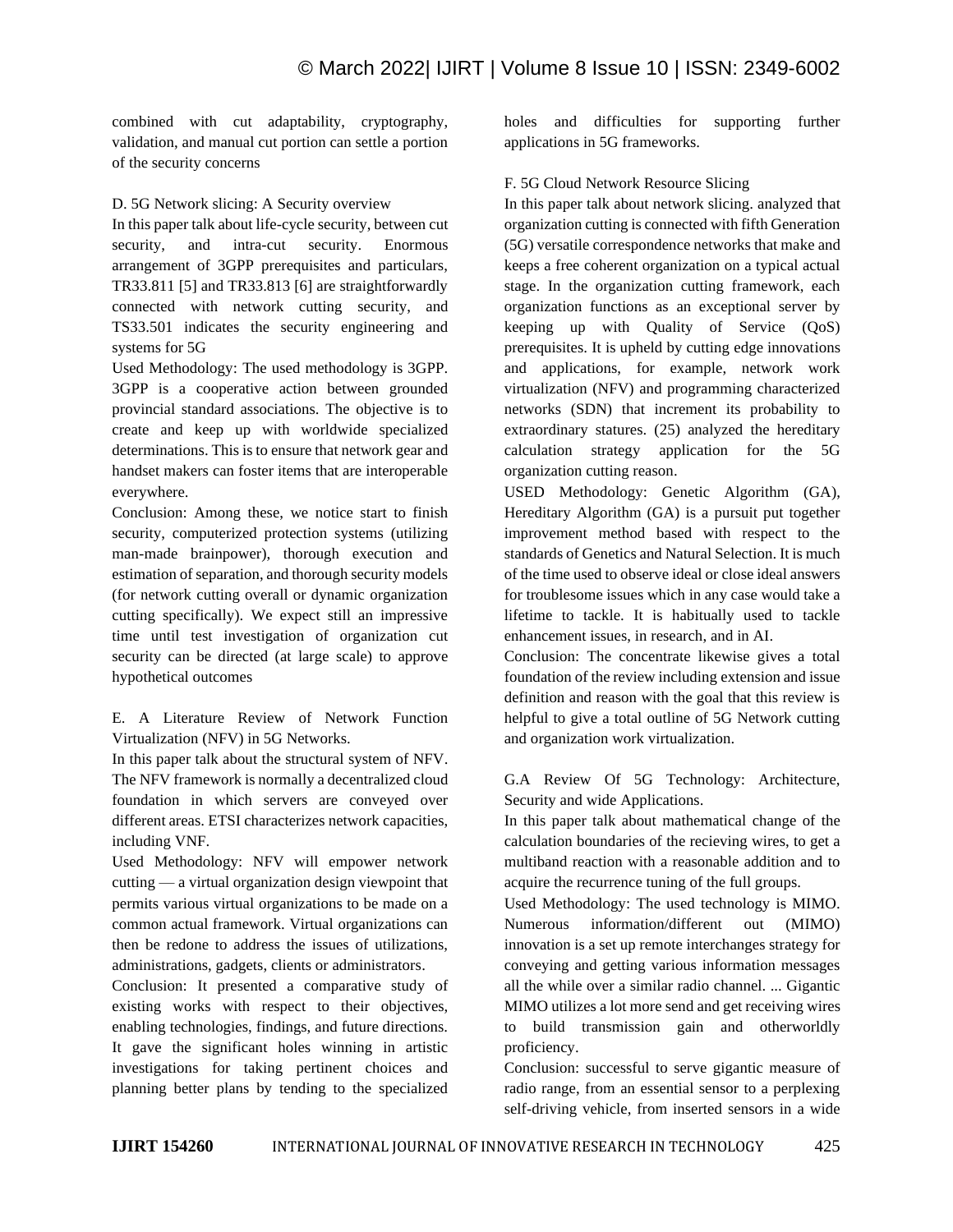combined with cut adaptability, cryptography, validation, and manual cut portion can settle a portion of the security concerns

D. 5G Network slicing: A Security overview

In this paper talk about life-cycle security, between cut security, and intra-cut security. Enormous arrangement of 3GPP prerequisites and particulars, TR33.811 [5] and TR33.813 [6] are straightforwardly connected with network cutting security, and TS33.501 indicates the security engineering and systems for 5G

Used Methodology: The used methodology is 3GPP. 3GPP is a cooperative action between grounded provincial standard associations. The objective is to create and keep up with worldwide specialized determinations. This is to ensure that network gear and handset makers can foster items that are interoperable everywhere.

Conclusion: Among these, we notice start to finish security, computerized protection systems (utilizing man-made brainpower), thorough execution and estimation of separation, and thorough security models (for network cutting overall or dynamic organization cutting specifically). We expect still an impressive time until test investigation of organization cut security can be directed (at large scale) to approve hypothetical outcomes

E. A Literature Review of Network Function Virtualization (NFV) in 5G Networks.

In this paper talk about the structural system of NFV. The NFV framework is normally a decentralized cloud foundation in which servers are conveyed over different areas. ETSI characterizes network capacities, including VNF.

Used Methodology: NFV will empower network cutting — a virtual organization design viewpoint that permits various virtual organizations to be made on a common actual framework. Virtual organizations can then be redone to address the issues of utilizations, administrations, gadgets, clients or administrators.

Conclusion: It presented a comparative study of existing works with respect to their objectives, enabling technologies, findings, and future directions. It gave the significant holes winning in artistic investigations for taking pertinent choices and planning better plans by tending to the specialized holes and difficulties for supporting further applications in 5G frameworks.

F. 5G Cloud Network Resource Slicing

In this paper talk about network slicing. analyzed that organization cutting is connected with fifth Generation (5G) versatile correspondence networks that make and keeps a free coherent organization on a typical actual stage. In the organization cutting framework, each organization functions as an exceptional server by keeping up with Quality of Service (QoS) prerequisites. It is upheld by cutting edge innovations and applications, for example, network work virtualization (NFV) and programming characterized networks (SDN) that increment its probability to extraordinary statures. (25) analyzed the hereditary calculation strategy application for the 5G organization cutting reason.

USED Methodology: Genetic Algorithm (GA), Hereditary Algorithm (GA) is a pursuit put together improvement method based with respect to the standards of Genetics and Natural Selection. It is much of the time used to observe ideal or close ideal answers for troublesome issues which in any case would take a lifetime to tackle. It is habitually used to tackle enhancement issues, in research, and in AI.

Conclusion: The concentrate likewise gives a total foundation of the review including extension and issue definition and reason with the goal that this review is helpful to give a total outline of 5G Network cutting and organization work virtualization.

G.A Review Of 5G Technology: Architecture, Security and wide Applications.

In this paper talk about mathematical change of the calculation boundaries of the recieving wires, to get a multiband reaction with a reasonable addition and to acquire the recurrence tuning of the full groups.

Used Methodology: The used technology is MIMO. Numerous information/different out (MIMO) innovation is a set up remote interchanges strategy for conveying and getting various information messages all the while over a similar radio channel. ... Gigantic MIMO utilizes a lot more send and get receiving wires to build transmission gain and otherworldly proficiency.

Conclusion: successful to serve gigantic measure of radio range, from an essential sensor to a perplexing self-driving vehicle, from inserted sensors in a wide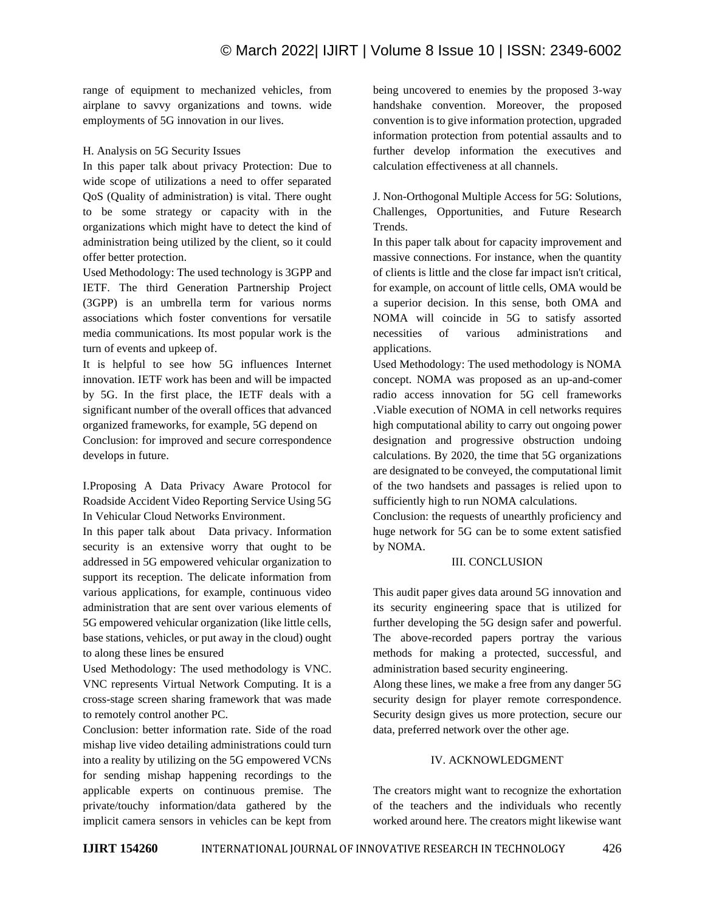range of equipment to mechanized vehicles, from airplane to savvy organizations and towns. wide employments of 5G innovation in our lives.

### H. Analysis on 5G Security Issues

In this paper talk about privacy Protection: Due to wide scope of utilizations a need to offer separated QoS (Quality of administration) is vital. There ought to be some strategy or capacity with in the organizations which might have to detect the kind of administration being utilized by the client, so it could offer better protection.

Used Methodology: The used technology is 3GPP and IETF. The third Generation Partnership Project (3GPP) is an umbrella term for various norms associations which foster conventions for versatile media communications. Its most popular work is the turn of events and upkeep of.

It is helpful to see how 5G influences Internet innovation. IETF work has been and will be impacted by 5G. In the first place, the IETF deals with a significant number of the overall offices that advanced organized frameworks, for example, 5G depend on

Conclusion: for improved and secure correspondence develops in future.

### I.Proposing A Data Privacy Aware Protocol for Roadside Accident Video Reporting Service Using 5G In Vehicular Cloud Networks Environment.

In this paper talk about Data privacy. Information security is an extensive worry that ought to be addressed in 5G empowered vehicular organization to support its reception. The delicate information from various applications, for example, continuous video administration that are sent over various elements of 5G empowered vehicular organization (like little cells, base stations, vehicles, or put away in the cloud) ought to along these lines be ensured

Used Methodology: The used methodology is VNC. VNC represents Virtual Network Computing. It is a cross-stage screen sharing framework that was made to remotely control another PC.

Conclusion: better information rate. Side of the road mishap live video detailing administrations could turn into a reality by utilizing on the 5G empowered VCNs for sending mishap happening recordings to the applicable experts on continuous premise. The private/touchy information/data gathered by the implicit camera sensors in vehicles can be kept from being uncovered to enemies by the proposed 3-way handshake convention. Moreover, the proposed convention is to give information protection, upgraded information protection from potential assaults and to further develop information the executives and calculation effectiveness at all channels.

### J. Non-Orthogonal Multiple Access for 5G: Solutions, Challenges, Opportunities, and Future Research Trends.

In this paper talk about for capacity improvement and massive connections. For instance, when the quantity of clients is little and the close far impact isn't critical, for example, on account of little cells, OMA would be a superior decision. In this sense, both OMA and NOMA will coincide in 5G to satisfy assorted necessities of various administrations and applications.

Used Methodology: The used methodology is NOMA concept. NOMA was proposed as an up-and-comer radio access innovation for 5G cell frameworks .Viable execution of NOMA in cell networks requires high computational ability to carry out ongoing power designation and progressive obstruction undoing calculations. By 2020, the time that 5G organizations are designated to be conveyed, the computational limit of the two handsets and passages is relied upon to sufficiently high to run NOMA calculations.

Conclusion: the requests of unearthly proficiency and huge network for 5G can be to some extent satisfied by NOMA.

## III. CONCLUSION

This audit paper gives data around 5G innovation and its security engineering space that is utilized for further developing the 5G design safer and powerful. The above-recorded papers portray the various methods for making a protected, successful, and administration based security engineering.

Along these lines, we make a free from any danger 5G security design for player remote correspondence. Security design gives us more protection, secure our data, preferred network over the other age.

## IV. ACKNOWLEDGMENT

The creators might want to recognize the exhortation of the teachers and the individuals who recently worked around here. The creators might likewise want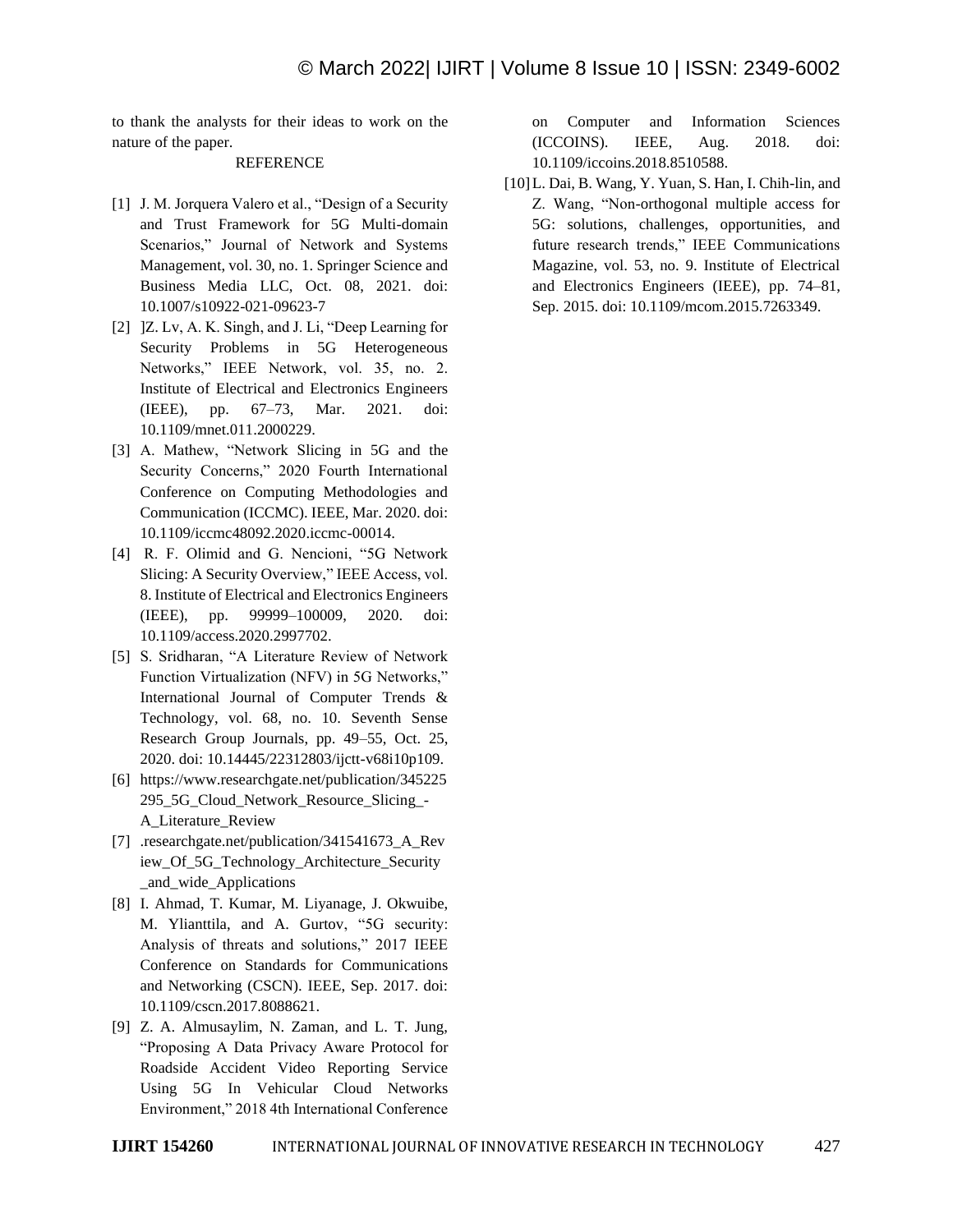to thank the analysts for their ideas to work on the nature of the paper.

## REFERENCE

[1] J. M. Jorquera Valero et al., "Design of a Security and Trust Framework for 5G Multi-domain Scenarios," Journal of Network and Systems Management, vol. 30, no. 1. Springer Science and Business Media LLC, Oct. 08, 2021. doi: 10.1007/s10922-021-09623-7

[2] ]Z. Lv, A. K. Singh, and J. Li, "Deep Learning for Security Problems in 5G Heterogeneous Networks," IEEE Network, vol. 35, no. 2. Institute of Electrical and Electronics Engineers (IEEE), pp. 67–73, Mar. 2021. doi: 10.1109/mnet.011.2000229.

[3] A. Mathew, "Network Slicing in 5G and the Security Concerns," 2020 Fourth International Conference on Computing Methodologies and Communication (ICCMC). IEEE, Mar. 2020. doi: 10.1109/iccmc48092.2020.iccmc-00014.

[4] R. F. Olimid and G. Nencioni, "5G Network Slicing: A Security Overview," IEEE Access, vol. 8. Institute of Electrical and Electronics Engineers (IEEE), pp. 99999–100009, 2020. doi: 10.1109/access.2020.2997702.

[5] S. Sridharan, "A Literature Review of Network Function Virtualization (NFV) in 5G Networks," International Journal of Computer Trends & Technology, vol. 68, no. 10. Seventh Sense Research Group Journals, pp. 49–55, Oct. 25, 2020. doi: 10.14445/22312803/ijctt-v68i10p109.

[6] https://www.researchgate.net/publication/345225295_5G_Cloud_Network_Resource_Slicing_-A_Literature_Review

[7] .researchgate.net/publication/341541673_A_Review_Of_5G_Technology_Architecture_Security_and_wide_Applications

[8] I. Ahmad, T. Kumar, M. Liyanage, J. Okwuibe, M. Ylianttila, and A. Gurtov, "5G security: Analysis of threats and solutions," 2017 IEEE Conference on Standards for Communications and Networking (CSCN). IEEE, Sep. 2017. doi: 10.1109/cscn.2017.8088621.

[9] Z. A. Almusaylim, N. Zaman, and L. T. Jung, "Proposing A Data Privacy Aware Protocol for Roadside Accident Video Reporting Service Using 5G In Vehicular Cloud Networks Environment," 2018 4th International Conference on Computer and Information Sciences (ICCOINS). IEEE, Aug. 2018. doi: 10.1109/iccoins.2018.8510588.

[10] L. Dai, B. Wang, Y. Yuan, S. Han, I. Chih-lin, and Z. Wang, "Non-orthogonal multiple access for 5G: solutions, challenges, opportunities, and future research trends," IEEE Communications Magazine, vol. 53, no. 9. Institute of Electrical and Electronics Engineers (IEEE), pp. 74–81, Sep. 2015. doi: 10.1109/mcom.2015.7263349.